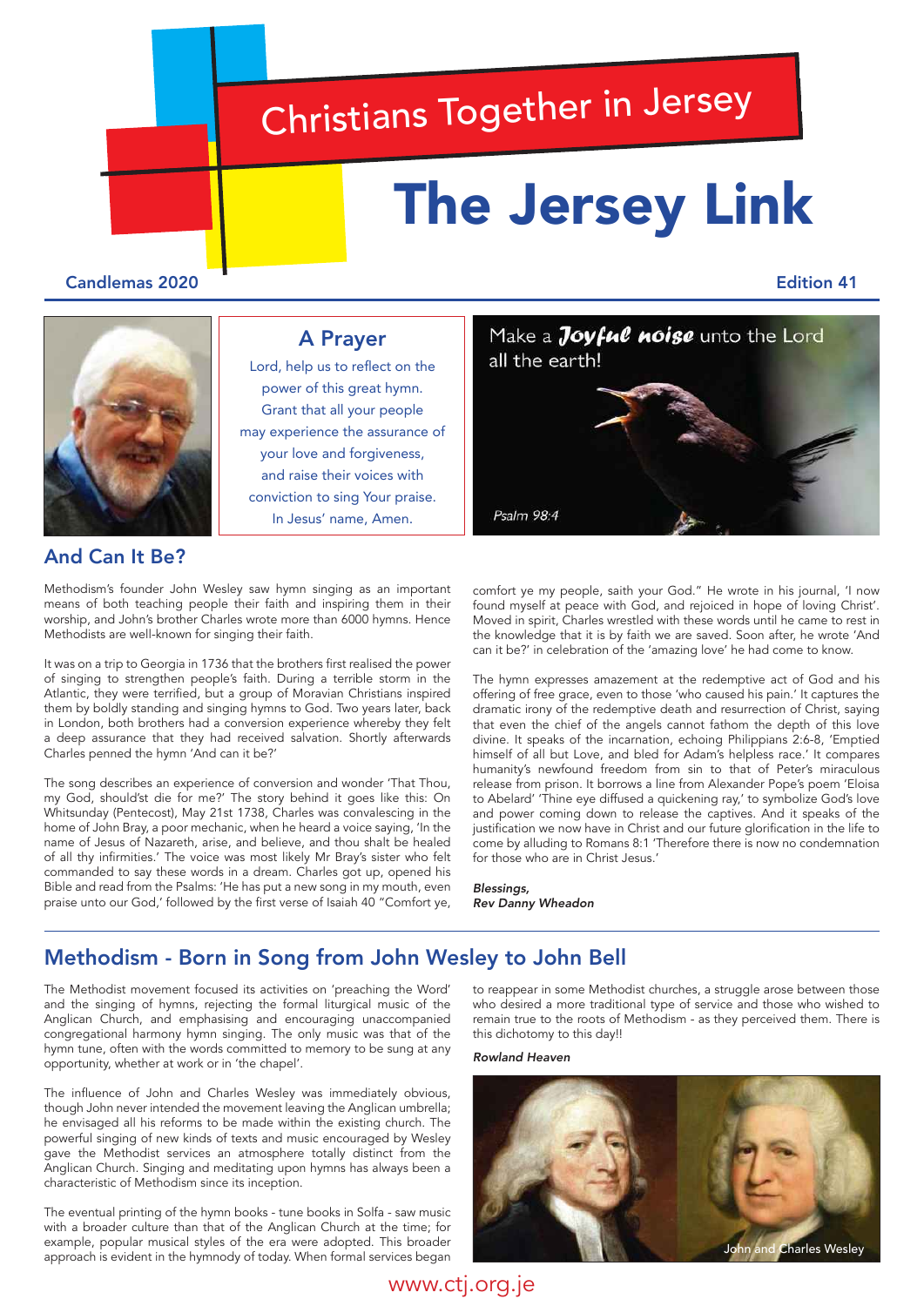# Christians Together in Jersey

# The Jersey Link

**Candlemas 2020** **Edition 41**

## A Prayer

Lord, help us to reflect on the power of this great hymn. Grant that all your people may experience the assurance of your love and forgiveness, and raise their voices with conviction to sing Your praise. In Jesus' name, Amen.

Make a *Joyful noise* unto the Lord all the earth!

*Psalm 98:4*

## And Can It Be?

Methodism's founder John Wesley saw hymn singing as an important means of both teaching people their faith and inspiring them in their worship, and John's brother Charles wrote more than 6000 hymns. Hence Methodists are well-known for singing their faith.

It was on a trip to Georgia in 1736 that the brothers first realised the power of singing to strengthen people's faith. During a terrible storm in the Atlantic, they were terrified, but a group of Moravian Christians inspired them by boldly standing and singing hymns to God. Two years later, back in London, both brothers had a conversion experience whereby they felt a deep assurance that they had received salvation. Shortly afterwards Charles penned the hymn 'And can it be?'

The song describes an experience of conversion and wonder 'That Thou, my God, should'st die for me?' The story behind it goes like this: On Whitsunday (Pentecost), May 21st 1738, Charles was convalescing in the home of John Bray, a poor mechanic, when he heard a voice saying, 'In the name of Jesus of Nazareth, arise, and believe, and thou shalt be healed of all thy infirmities.' The voice was most likely Mr Bray's sister who felt commanded to say these words in a dream. Charles got up, opened his Bible and read from the Psalms: 'He has put a new song in my mouth, even praise unto our God,' followed by the first verse of Isaiah 40 "Comfort ye, comfort ye my people, saith your God." He wrote in his journal, 'I now found myself at peace with God, and rejoiced in hope of loving Christ'. Moved in spirit, Charles wrestled with these words until he came to rest in the knowledge that it is by faith we are saved. Soon after, he wrote 'And can it be?' in celebration of the 'amazing love' he had come to know.

The hymn expresses amazement at the redemptive act of God and his offering of free grace, even to those 'who caused his pain.' It captures the dramatic irony of the redemptive death and resurrection of Christ, saying that even the chief of the angels cannot fathom the depth of this love divine. It speaks of the incarnation, echoing Philippians 2:6-8, 'Emptied himself of all but Love, and bled for Adam's helpless race.' It compares humanity's newfound freedom from sin to that of Peter's miraculous release from prison. It borrows a line from Alexander Pope's poem 'Eloisa to Abelard' 'Thine eye diffused a quickening ray,' to symbolize God's love and power coming down to release the captives. And it speaks of the justification we now have in Christ and our future glorification in the life to come by alluding to Romans 8:1 'Therefore there is now no condemnation for those who are in Christ Jesus.'

***Blessings,***
***Rev Danny Wheadon***

## Methodism - Born in Song from John Wesley to John Bell

The Methodist movement focused its activities on 'preaching the Word' and the singing of hymns, rejecting the formal liturgical music of the Anglican Church, and emphasising and encouraging unaccompanied congregational harmony hymn singing. The only music was that of the hymn tune, often with the words committed to memory to be sung at any opportunity, whether at work or in 'the chapel'.

The influence of John and Charles Wesley was immediately obvious, though John never intended the movement leaving the Anglican umbrella; he envisaged all his reforms to be made within the existing church. The powerful singing of new kinds of texts and music encouraged by Wesley gave the Methodist services an atmosphere totally distinct from the Anglican Church. Singing and meditating upon hymns has always been a characteristic of Methodism since its inception.

The eventual printing of the hymn books - tune books in Solfa - saw music with a broader culture than that of the Anglican Church at the time; for example, popular musical styles of the era were adopted. This broader approach is evident in the hymnody of today. When formal services began to reappear in some Methodist churches, a struggle arose between those who desired a more traditional type of service and those who wished to remain true to the roots of Methodism - as they perceived them. There is this dichotomy to this day!!

***Rowland Heaven***

John and Charles Wesley

www.ctj.org.je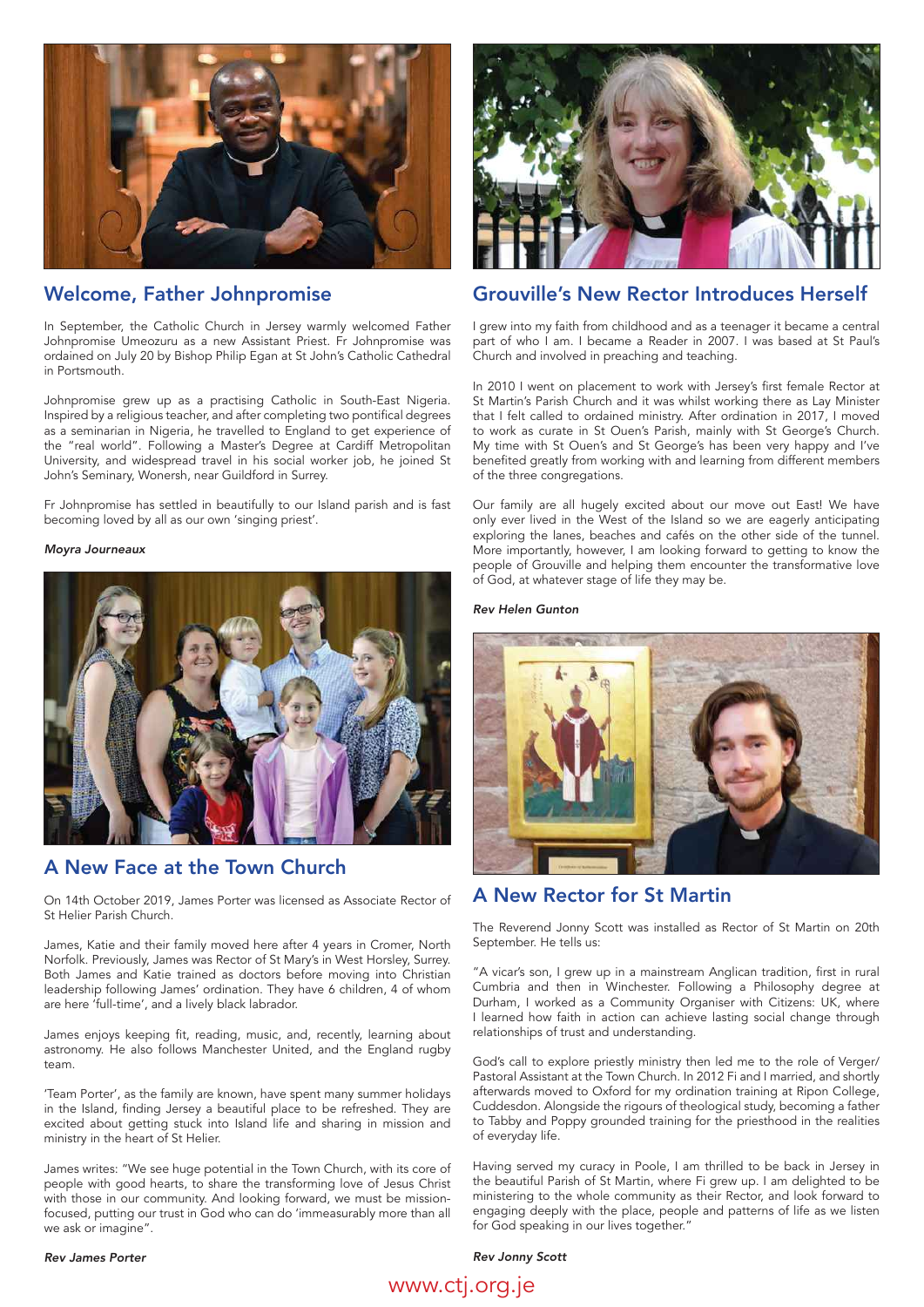## Welcome, Father Johnpromise

In September, the Catholic Church in Jersey warmly welcomed Father Johnpromise Umeozuru as a new Assistant Priest. Fr Johnpromise was ordained on July 20 by Bishop Philip Egan at St John's Catholic Cathedral in Portsmouth.

Johnpromise grew up as a practising Catholic in South-East Nigeria. Inspired by a religious teacher, and after completing two pontifical degrees as a seminarian in Nigeria, he travelled to England to get experience of the "real world". Following a Master's Degree at Cardiff Metropolitan University, and widespread travel in his social worker job, he joined St John's Seminary, Wonersh, near Guildford in Surrey.

Fr Johnpromise has settled in beautifully to our Island parish and is fast becoming loved by all as our own 'singing priest'.

***Moyra Journeaux***

## A New Face at the Town Church

On 14th October 2019, James Porter was licensed as Associate Rector of St Helier Parish Church.

James, Katie and their family moved here after 4 years in Cromer, North Norfolk. Previously, James was Rector of St Mary's in West Horsley, Surrey. Both James and Katie trained as doctors before moving into Christian leadership following James' ordination. They have 6 children, 4 of whom are here 'full-time', and a lively black labrador.

James enjoys keeping fit, reading, music, and, recently, learning about astronomy. He also follows Manchester United, and the England rugby team.

'Team Porter', as the family are known, have spent many summer holidays in the Island, finding Jersey a beautiful place to be refreshed. They are excited about getting stuck into Island life and sharing in mission and ministry in the heart of St Helier.

James writes: "We see huge potential in the Town Church, with its core of people with good hearts, to share the transforming love of Jesus Christ with those in our community. And looking forward, we must be mission-focused, putting our trust in God who can do 'immeasurably more than all we ask or imagine".

***Rev James Porter***

## Grouville's New Rector Introduces Herself

I grew into my faith from childhood and as a teenager it became a central part of who I am. I became a Reader in 2007. I was based at St Paul's Church and involved in preaching and teaching.

In 2010 I went on placement to work with Jersey's first female Rector at St Martin's Parish Church and it was whilst working there as Lay Minister that I felt called to ordained ministry. After ordination in 2017, I moved to work as curate in St Ouen's Parish, mainly with St George's Church. My time with St Ouen's and St George's has been very happy and I've benefited greatly from working with and learning from different members of the three congregations.

Our family are all hugely excited about our move out East! We have only ever lived in the West of the Island so we are eagerly anticipating exploring the lanes, beaches and cafés on the other side of the tunnel. More importantly, however, I am looking forward to getting to know the people of Grouville and helping them encounter the transformative love of God, at whatever stage of life they may be.

***Rev Helen Gunton***

## A New Rector for St Martin

The Reverend Jonny Scott was installed as Rector of St Martin on 20th September. He tells us:

"A vicar's son, I grew up in a mainstream Anglican tradition, first in rural Cumbria and then in Winchester. Following a Philosophy degree at Durham, I worked as a Community Organiser with Citizens: UK, where I learned how faith in action can achieve lasting social change through relationships of trust and understanding.

God's call to explore priestly ministry then led me to the role of Verger/Pastoral Assistant at the Town Church. In 2012 Fi and I married, and shortly afterwards moved to Oxford for my ordination training at Ripon College, Cuddesdon. Alongside the rigours of theological study, becoming a father to Tabby and Poppy grounded training for the priesthood in the realities of everyday life.

Having served my curacy in Poole, I am thrilled to be back in Jersey in the beautiful Parish of St Martin, where Fi grew up. I am delighted to be ministering to the whole community as their Rector, and look forward to engaging deeply with the place, people and patterns of life as we listen for God speaking in our lives together."

***Rev Jonny Scott***

www.ctj.org.je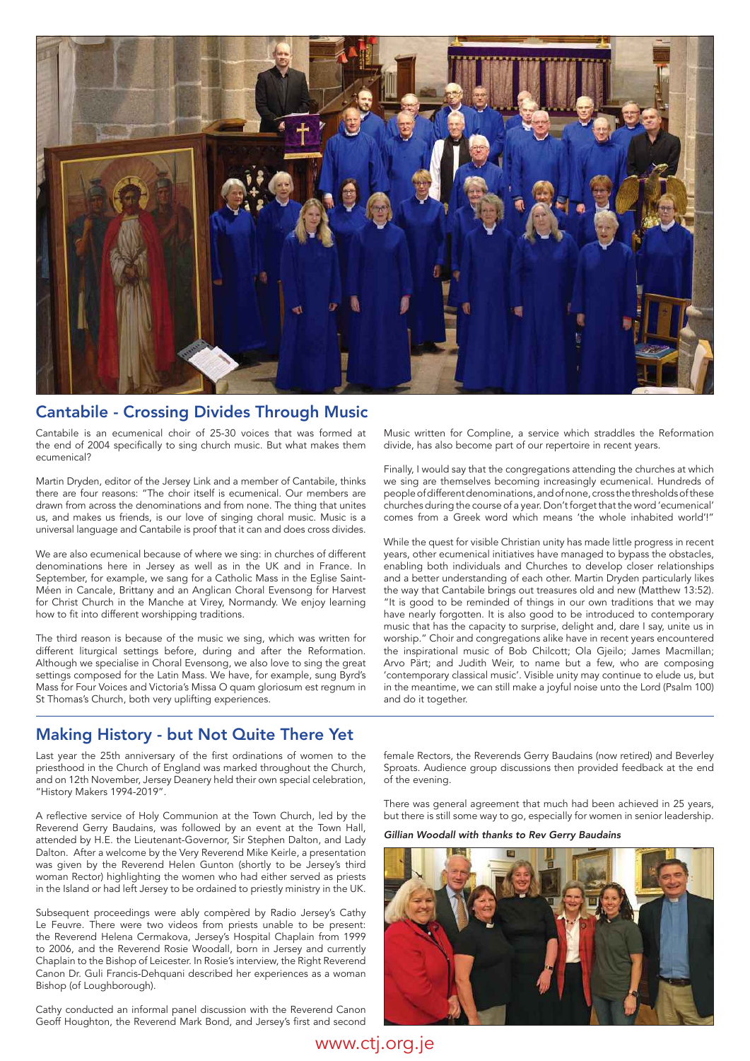## Cantabile - Crossing Divides Through Music

Cantabile is an ecumenical choir of 25-30 voices that was formed at the end of 2004 specifically to sing church music. But what makes them ecumenical?

Martin Dryden, editor of the Jersey Link and a member of Cantabile, thinks there are four reasons: "The choir itself is ecumenical. Our members are drawn from across the denominations and from none. The thing that unites us, and makes us friends, is our love of singing choral music. Music is a universal language and Cantabile is proof that it can and does cross divides.

We are also ecumenical because of where we sing: in churches of different denominations here in Jersey as well as in the UK and in France. In September, for example, we sang for a Catholic Mass in the Eglise Saint-Méen in Cancale, Brittany and an Anglican Choral Evensong for Harvest for Christ Church in the Manche at Virey, Normandy. We enjoy learning how to fit into different worshipping traditions.

The third reason is because of the music we sing, which was written for different liturgical settings before, during and after the Reformation. Although we specialise in Choral Evensong, we also love to sing the great settings composed for the Latin Mass. We have, for example, sung Byrd's Mass for Four Voices and Victoria's Missa O quam gloriosum est regnum in St Thomas's Church, both very uplifting experiences.

Music written for Compline, a service which straddles the Reformation divide, has also become part of our repertoire in recent years.

Finally, I would say that the congregations attending the churches at which we sing are themselves becoming increasingly ecumenical. Hundreds of people of different denominations, and of none, cross the thresholds of these churches during the course of a year. Don't forget that the word 'ecumenical' comes from a Greek word which means 'the whole inhabited world'!"

While the quest for visible Christian unity has made little progress in recent years, other ecumenical initiatives have managed to bypass the obstacles, enabling both individuals and Churches to develop closer relationships and a better understanding of each other. Martin Dryden particularly likes the way that Cantabile brings out treasures old and new (Matthew 13:52). "It is good to be reminded of things in our own traditions that we may have nearly forgotten. It is also good to be introduced to contemporary music that has the capacity to surprise, delight and, dare I say, unite us in worship." Choir and congregations alike have in recent years encountered the inspirational music of Bob Chilcott; Ola Gjeilo; James Macmillan; Arvo Pärt; and Judith Weir, to name but a few, who are composing 'contemporary classical music'. Visible unity may continue to elude us, but in the meantime, we can still make a joyful noise unto the Lord (Psalm 100) and do it together.

## Making History - but Not Quite There Yet

Last year the 25th anniversary of the first ordinations of women to the priesthood in the Church of England was marked throughout the Church, and on 12th November, Jersey Deanery held their own special celebration, "History Makers 1994-2019".

A reflective service of Holy Communion at the Town Church, led by the Reverend Gerry Baudains, was followed by an event at the Town Hall, attended by H.E. the Lieutenant-Governor, Sir Stephen Dalton, and Lady Dalton. After a welcome by the Very Reverend Mike Keirle, a presentation was given by the Reverend Helen Gunton (shortly to be Jersey's third woman Rector) highlighting the women who had either served as priests in the Island or had left Jersey to be ordained to priestly ministry in the UK.

Subsequent proceedings were ably compèred by Radio Jersey's Cathy Le Feuvre. There were two videos from priests unable to be present: the Reverend Helena Cermakova, Jersey's Hospital Chaplain from 1999 to 2006, and the Reverend Rosie Woodall, born in Jersey and currently Chaplain to the Bishop of Leicester. In Rosie's interview, the Right Reverend Canon Dr. Guli Francis-Dehquani described her experiences as a woman Bishop (of Loughborough).

Cathy conducted an informal panel discussion with the Reverend Canon Geoff Houghton, the Reverend Mark Bond, and Jersey's first and second female Rectors, the Reverends Gerry Baudains (now retired) and Beverley Sproats. Audience group discussions then provided feedback at the end of the evening.

There was general agreement that much had been achieved in 25 years, but there is still some way to go, especially for women in senior leadership.

***Gillian Woodall with thanks to Rev Gerry Baudains***

www.ctj.org.je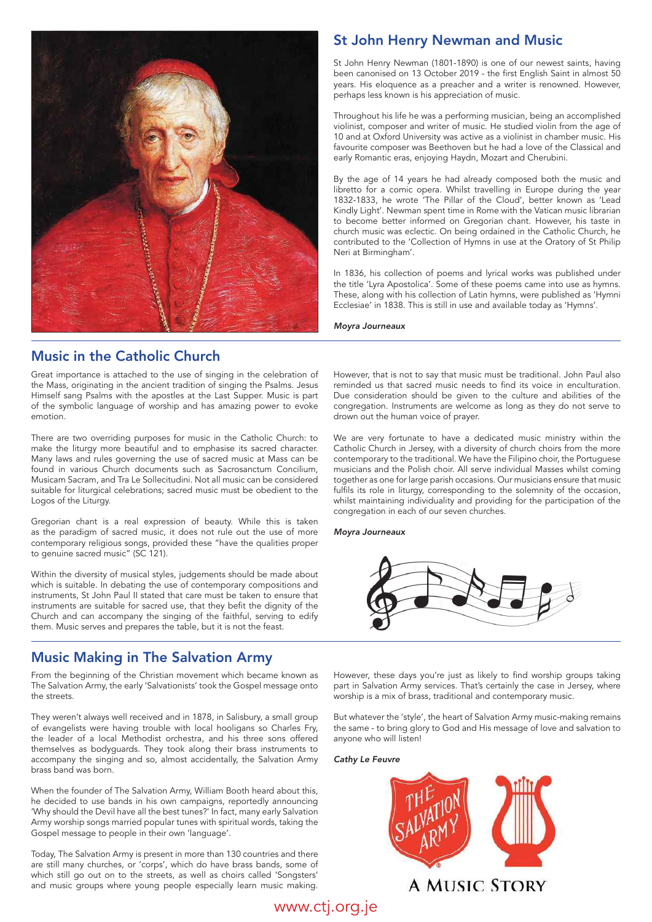## St John Henry Newman and Music

St John Henry Newman (1801-1890) is one of our newest saints, having been canonised on 13 October 2019 - the first English Saint in almost 50 years. His eloquence as a preacher and a writer is renowned. However, perhaps less known is his appreciation of music.

Throughout his life he was a performing musician, being an accomplished violinist, composer and writer of music. He studied violin from the age of 10 and at Oxford University was active as a violinist in chamber music. His favourite composer was Beethoven but he had a love of the Classical and early Romantic eras, enjoying Haydn, Mozart and Cherubini.

By the age of 14 years he had already composed both the music and libretto for a comic opera. Whilst travelling in Europe during the year 1832-1833, he wrote 'The Pillar of the Cloud', better known as 'Lead Kindly Light'. Newman spent time in Rome with the Vatican music librarian to become better informed on Gregorian chant. However, his taste in church music was eclectic. On being ordained in the Catholic Church, he contributed to the 'Collection of Hymns in use at the Oratory of St Philip Neri at Birmingham'.

In 1836, his collection of poems and lyrical works was published under the title 'Lyra Apostolica'. Some of these poems came into use as hymns. These, along with his collection of Latin hymns, were published as 'Hymni Ecclesiae' in 1838. This is still in use and available today as 'Hymns'.

*Moyra Journeaux*

## Music in the Catholic Church

Great importance is attached to the use of singing in the celebration of the Mass, originating in the ancient tradition of singing the Psalms. Jesus Himself sang Psalms with the apostles at the Last Supper. Music is part of the symbolic language of worship and has amazing power to evoke emotion.

There are two overriding purposes for music in the Catholic Church: to make the liturgy more beautiful and to emphasise its sacred character. Many laws and rules governing the use of sacred music at Mass can be found in various Church documents such as Sacrosanctum Concilium, Musicam Sacram, and Tra Le Sollecitudini. Not all music can be considered suitable for liturgical celebrations; sacred music must be obedient to the Logos of the Liturgy.

Gregorian chant is a real expression of beauty. While this is taken as the paradigm of sacred music, it does not rule out the use of more contemporary religious songs, provided these "have the qualities proper to genuine sacred music" (SC 121).

Within the diversity of musical styles, judgements should be made about which is suitable. In debating the use of contemporary compositions and instruments, St John Paul II stated that care must be taken to ensure that instruments are suitable for sacred use, that they befit the dignity of the Church and can accompany the singing of the faithful, serving to edify them. Music serves and prepares the table, but it is not the feast.

However, that is not to say that music must be traditional. John Paul also reminded us that sacred music needs to find its voice in enculturation. Due consideration should be given to the culture and abilities of the congregation. Instruments are welcome as long as they do not serve to drown out the human voice of prayer.

We are very fortunate to have a dedicated music ministry within the Catholic Church in Jersey, with a diversity of church choirs from the more contemporary to the traditional. We have the Filipino choir, the Portuguese musicians and the Polish choir. All serve individual Masses whilst coming together as one for large parish occasions. Our musicians ensure that music fulfils its role in liturgy, corresponding to the solemnity of the occasion, whilst maintaining individuality and providing for the participation of the congregation in each of our seven churches.

*Moyra Journeaux*

## Music Making in The Salvation Army

From the beginning of the Christian movement which became known as The Salvation Army, the early 'Salvationists' took the Gospel message onto the streets.

They weren't always well received and in 1878, in Salisbury, a small group of evangelists were having trouble with local hooligans so Charles Fry, the leader of a local Methodist orchestra, and his three sons offered themselves as bodyguards. They took along their brass instruments to accompany the singing and so, almost accidentally, the Salvation Army brass band was born.

When the founder of The Salvation Army, William Booth heard about this, he decided to use bands in his own campaigns, reportedly announcing 'Why should the Devil have all the best tunes?' In fact, many early Salvation Army worship songs married popular tunes with spiritual words, taking the Gospel message to people in their own 'language'.

Today, The Salvation Army is present in more than 130 countries and there are still many churches, or 'corps', which do have brass bands, some of which still go out on to the streets, as well as choirs called 'Songsters' and music groups where young people especially learn music making.

However, these days you're just as likely to find worship groups taking part in Salvation Army services. That's certainly the case in Jersey, where worship is a mix of brass, traditional and contemporary music.

But whatever the 'style', the heart of Salvation Army music-making remains the same - to bring glory to God and His message of love and salvation to anyone who will listen!

*Cathy Le Feuvre*

A Music Story

www.ctj.org.je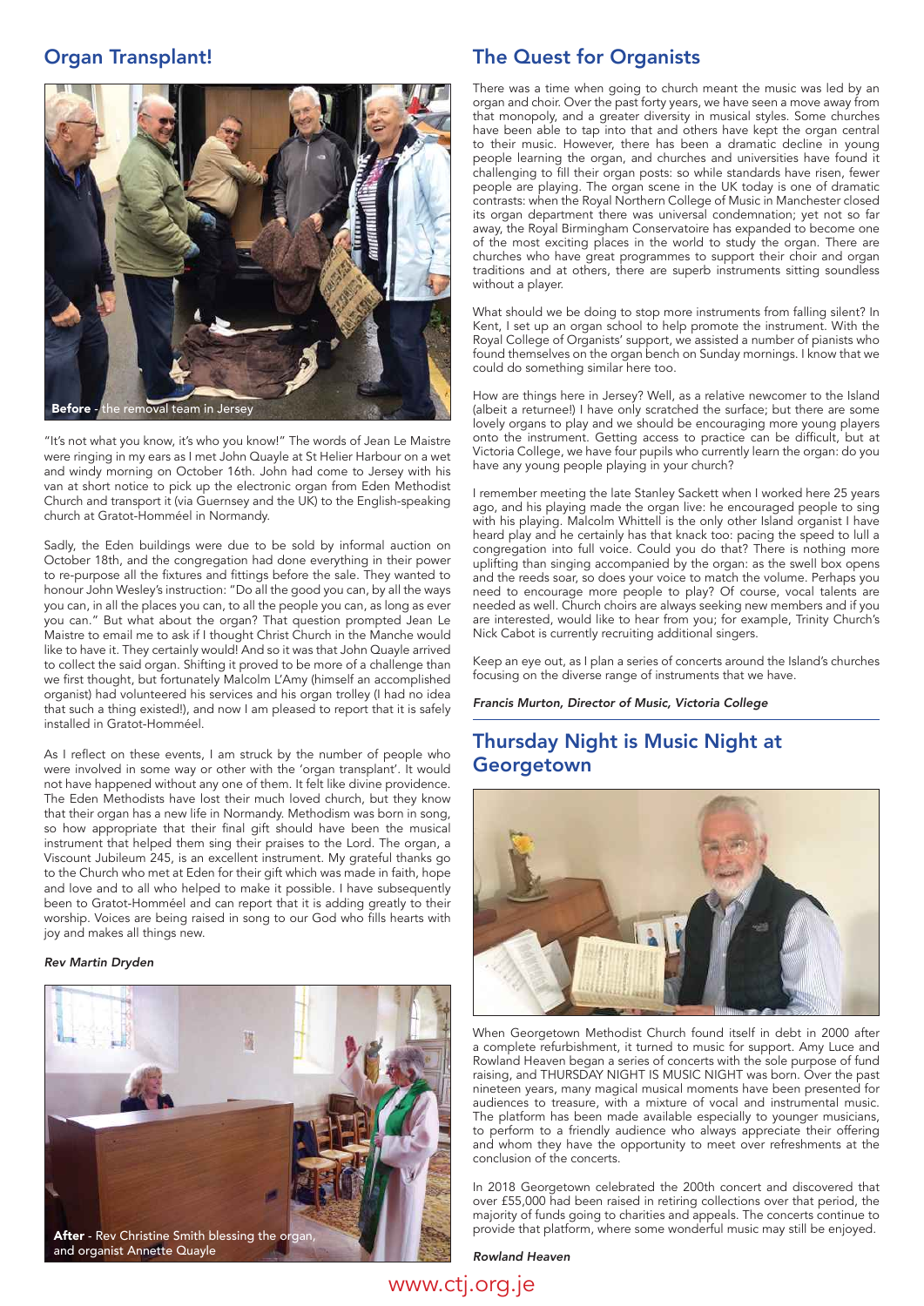## Organ Transplant!

**Before** - the removal team in Jersey

"It's not what you know, it's who you know!" The words of Jean Le Maistre were ringing in my ears as I met John Quayle at St Helier Harbour on a wet and windy morning on October 16th. John had come to Jersey with his van at short notice to pick up the electronic organ from Eden Methodist Church and transport it (via Guernsey and the UK) to the English-speaking church at Gratot-Homméel in Normandy.

Sadly, the Eden buildings were due to be sold by informal auction on October 18th, and the congregation had done everything in their power to re-purpose all the fixtures and fittings before the sale. They wanted to honour John Wesley's instruction: "Do all the good you can, by all the ways you can, in all the places you can, to all the people you can, as long as ever you can." But what about the organ? That question prompted Jean Le Maistre to email me to ask if I thought Christ Church in the Manche would like to have it. They certainly would! And so it was that John Quayle arrived to collect the said organ. Shifting it proved to be more of a challenge than we first thought, but fortunately Malcolm L'Amy (himself an accomplished organist) had volunteered his services and his organ trolley (I had no idea that such a thing existed!), and now I am pleased to report that it is safely installed in Gratot-Homméel.

As I reflect on these events, I am struck by the number of people who were involved in some way or other with the 'organ transplant'. It would not have happened without any one of them. It felt like divine providence. The Eden Methodists have lost their much loved church, but they know that their organ has a new life in Normandy. Methodism was born in song, so how appropriate that their final gift should have been the musical instrument that helped them sing their praises to the Lord. The organ, a Viscount Jubileum 245, is an excellent instrument. My grateful thanks go to the Church who met at Eden for their gift which was made in faith, hope and love and to all who helped to make it possible. I have subsequently been to Gratot-Homméel and can report that it is adding greatly to their worship. Voices are being raised in song to our God who fills hearts with joy and makes all things new.

*Rev Martin Dryden*

**After** - Rev Christine Smith blessing the organ, and organist Annette Quayle

## The Quest for Organists

There was a time when going to church meant the music was led by an organ and choir. Over the past forty years, we have seen a move away from that monopoly, and a greater diversity in musical styles. Some churches have been able to tap into that and others have kept the organ central to their music. However, there has been a dramatic decline in young people learning the organ, and churches and universities have found it challenging to fill their organ posts: so while standards have risen, fewer people are playing. The organ scene in the UK today is one of dramatic contrasts: when the Royal Northern College of Music in Manchester closed its organ department there was universal condemnation; yet not so far away, the Royal Birmingham Conservatoire has expanded to become one of the most exciting places in the world to study the organ. There are churches who have great programmes to support their choir and organ traditions and at others, there are superb instruments sitting soundless without a player.

What should we be doing to stop more instruments from falling silent? In Kent, I set up an organ school to help promote the instrument. With the Royal College of Organists' support, we assisted a number of pianists who found themselves on the organ bench on Sunday mornings. I know that we could do something similar here too.

How are things here in Jersey? Well, as a relative newcomer to the Island (albeit a returnee!) I have only scratched the surface; but there are some lovely organs to play and we should be encouraging more young players onto the instrument. Getting access to practice can be difficult, but at Victoria College, we have four pupils who currently learn the organ: do you have any young people playing in your church?

I remember meeting the late Stanley Sackett when I worked here 25 years ago, and his playing made the organ live: he encouraged people to sing with his playing. Malcolm Whittell is the only other Island organist I have heard play and he certainly has that knack too: pacing the speed to lull a congregation into full voice. Could you do that? There is nothing more uplifting than singing accompanied by the organ: as the swell box opens and the reeds soar, so does your voice to match the volume. Perhaps you need to encourage more people to play? Of course, vocal talents are needed as well. Church choirs are always seeking new members and if you are interested, would like to hear from you; for example, Trinity Church's Nick Cabot is currently recruiting additional singers.

Keep an eye out, as I plan a series of concerts around the Island's churches focusing on the diverse range of instruments that we have.

***Francis Murton, Director of Music, Victoria College***

## Thursday Night is Music Night at Georgetown

When Georgetown Methodist Church found itself in debt in 2000 after a complete refurbishment, it turned to music for support. Amy Luce and Rowland Heaven began a series of concerts with the sole purpose of fund raising, and THURSDAY NIGHT IS MUSIC NIGHT was born. Over the past nineteen years, many magical musical moments have been presented for audiences to treasure, with a mixture of vocal and instrumental music. The platform has been made available especially to younger musicians, to perform to a friendly audience who always appreciate their offering and whom they have the opportunity to meet over refreshments at the conclusion of the concerts.

In 2018 Georgetown celebrated the 200th concert and discovered that over £55,000 had been raised in retiring collections over that period, the majority of funds going to charities and appeals. The concerts continue to provide that platform, where some wonderful music may still be enjoyed.

*Rowland Heaven*

www.ctj.org.je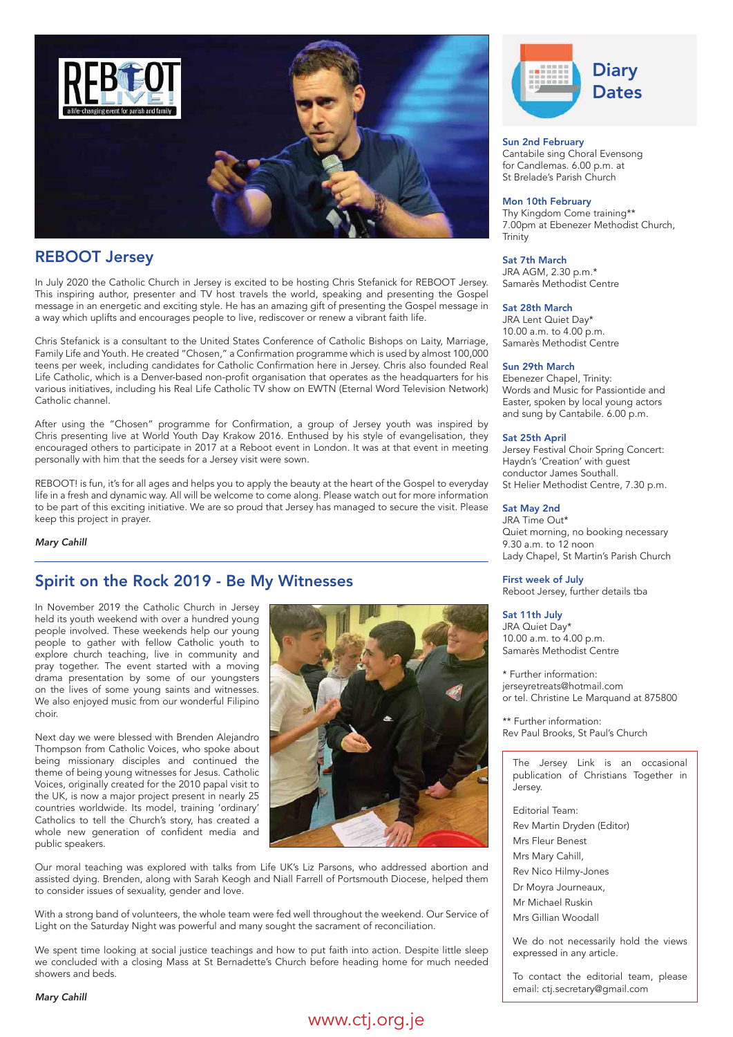## REBOOT Jersey

In July 2020 the Catholic Church in Jersey is excited to be hosting Chris Stefanick for REBOOT Jersey. This inspiring author, presenter and TV host travels the world, speaking and presenting the Gospel message in an energetic and exciting style. He has an amazing gift of presenting the Gospel message in a way which uplifts and encourages people to live, rediscover or renew a vibrant faith life.

Chris Stefanick is a consultant to the United States Conference of Catholic Bishops on Laity, Marriage, Family Life and Youth. He created "Chosen," a Confirmation programme which is used by almost 100,000 teens per week, including candidates for Catholic Confirmation here in Jersey. Chris also founded Real Life Catholic, which is a Denver-based non-profit organisation that operates as the headquarters for his various initiatives, including his Real Life Catholic TV show on EWTN (Eternal Word Television Network) Catholic channel.

After using the "Chosen" programme for Confirmation, a group of Jersey youth was inspired by Chris presenting live at World Youth Day Krakow 2016. Enthused by his style of evangelisation, they encouraged others to participate in 2017 at a Reboot event in London. It was at that event in meeting personally with him that the seeds for a Jersey visit were sown.

REBOOT! is fun, it's for all ages and helps you to apply the beauty at the heart of the Gospel to everyday life in a fresh and dynamic way. All will be welcome to come along. Please watch out for more information to be part of this exciting initiative. We are so proud that Jersey has managed to secure the visit. Please keep this project in prayer.

***Mary Cahill***

## Spirit on the Rock 2019 - Be My Witnesses

In November 2019 the Catholic Church in Jersey held its youth weekend with over a hundred young people involved. These weekends help our young people to gather with fellow Catholic youth to explore church teaching, live in community and pray together. The event started with a moving drama presentation by some of our youngsters on the lives of some young saints and witnesses. We also enjoyed music from our wonderful Filipino choir.

Next day we were blessed with Brenden Alejandro Thompson from Catholic Voices, who spoke about being missionary disciples and continued the theme of being young witnesses for Jesus. Catholic Voices, originally created for the 2010 papal visit to the UK, is now a major project present in nearly 25 countries worldwide. Its model, training 'ordinary' Catholics to tell the Church's story, has created a whole new generation of confident media and public speakers.

Our moral teaching was explored with talks from Life UK's Liz Parsons, who addressed abortion and assisted dying. Brenden, along with Sarah Keogh and Niall Farrell of Portsmouth Diocese, helped them to consider issues of sexuality, gender and love.

With a strong band of volunteers, the whole team were fed well throughout the weekend. Our Service of Light on the Saturday Night was powerful and many sought the sacrament of reconciliation.

We spent time looking at social justice teachings and how to put faith into action. Despite little sleep we concluded with a closing Mass at St Bernadette's Church before heading home for much needed showers and beds.

***Mary Cahill***

## Diary Dates

**Sun 2nd February**
Cantabile sing Choral Evensong for Candlemas. 6.00 p.m. at St Brelade's Parish Church

**Mon 10th February**
Thy Kingdom Come training**
7.00pm at Ebenezer Methodist Church, Trinity

**Sat 7th March**
JRA AGM, 2.30 p.m.*
Samarès Methodist Centre

**Sat 28th March**
JRA Lent Quiet Day*
10.00 a.m. to 4.00 p.m.
Samarès Methodist Centre

**Sun 29th March**
Ebenezer Chapel, Trinity:
Words and Music for Passiontide and Easter, spoken by local young actors and sung by Cantabile. 6.00 p.m.

**Sat 25th April**
Jersey Festival Choir Spring Concert: Haydn's 'Creation' with guest conductor James Southall.
St Helier Methodist Centre, 7.30 p.m.

**Sat May 2nd**
JRA Time Out*
Quiet morning, no booking necessary
9.30 a.m. to 12 noon
Lady Chapel, St Martin's Parish Church

**First week of July**
Reboot Jersey, further details tba

**Sat 11th July**
JRA Quiet Day*
10.00 a.m. to 4.00 p.m.
Samarès Methodist Centre

* Further information:
jerseyretreats@hotmail.com
or tel. Christine Le Marquand at 875800

** Further information:
Rev Paul Brooks, St Paul's Church

---

The Jersey Link is an occasional publication of Christians Together in Jersey.

Editorial Team:
Rev Martin Dryden (Editor)
Mrs Fleur Benest
Mrs Mary Cahill,
Rev Nico Hilmy-Jones
Dr Moyra Journeaux,
Mr Michael Ruskin
Mrs Gillian Woodall

We do not necessarily hold the views expressed in any article.

To contact the editorial team, please email: ctj.secretary@gmail.com

www.ctj.org.je